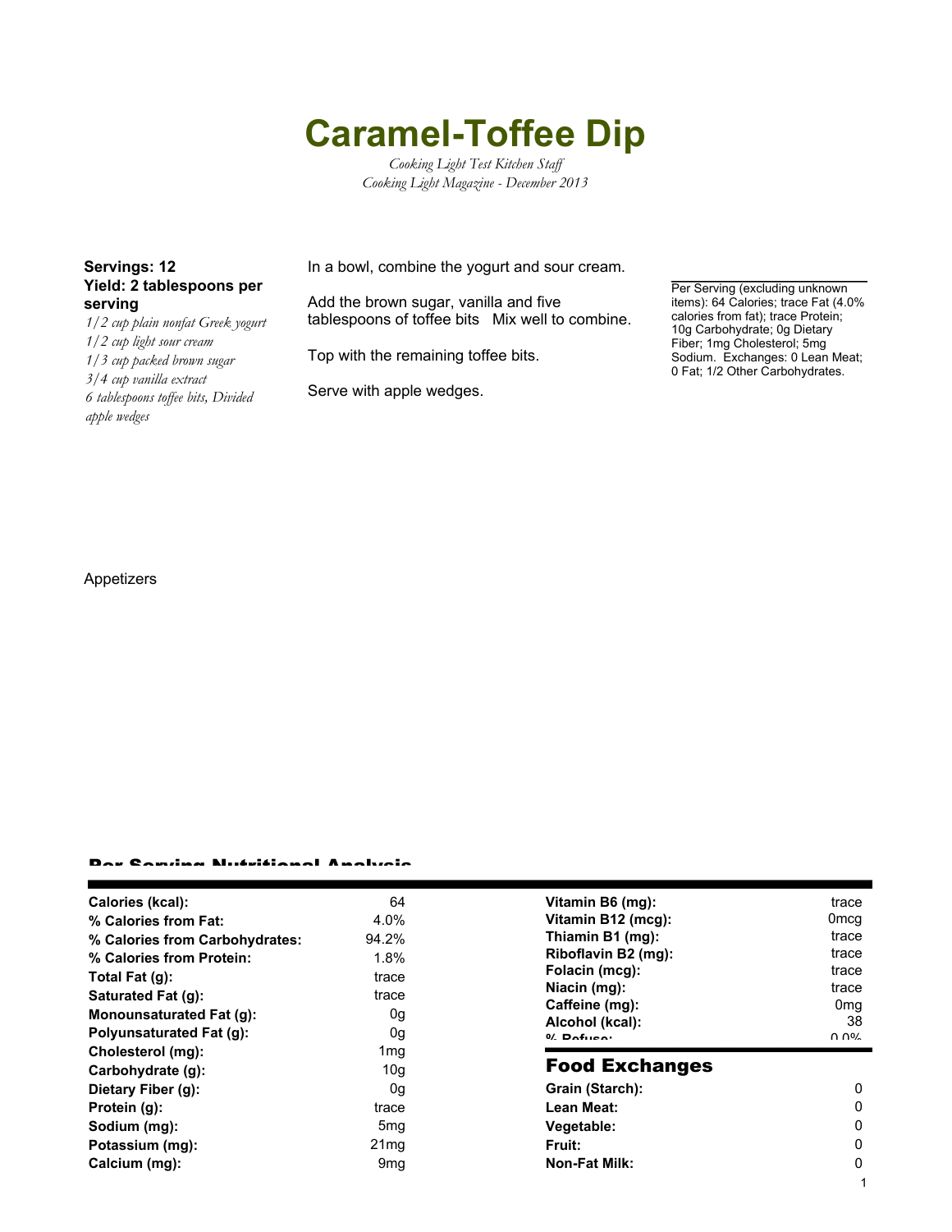# Caramel-Toffee Dip

*Cooking Light Test Kitchen Staff*
*Cooking Light Magazine - December 2013*

**Servings: 12**
**Yield: 2 tablespoons per serving**

*1/2 cup plain nonfat Greek yogurt*
*1/2 cup light sour cream*
*1/3 cup packed brown sugar*
*3/4 cup vanilla extract*
*6 tablespoons toffee bits, Divided*
*apple wedges*

In a bowl, combine the yogurt and sour cream.

Add the brown sugar, vanilla and five tablespoons of toffee bits Mix well to combine.

Top with the remaining toffee bits.

Serve with apple wedges.

Per Serving (excluding unknown items): 64 Calories; trace Fat (4.0% calories from fat); trace Protein; 10g Carbohydrate; 0g Dietary Fiber; 1mg Cholesterol; 5mg Sodium. Exchanges: 0 Lean Meat; 0 Fat; 1/2 Other Carbohydrates.

Appetizers

## Per Serving Nutritional Analysis

| | |
|---|---|
| **Calories (kcal):** | 64 |
| **% Calories from Fat:** | 4.0% |
| **% Calories from Carbohydrates:** | 94.2% |
| **% Calories from Protein:** | 1.8% |
| **Total Fat (g):** | trace |
| **Saturated Fat (g):** | trace |
| **Monounsaturated Fat (g):** | 0g |
| **Polyunsaturated Fat (g):** | 0g |
| **Cholesterol (mg):** | 1mg |
| **Carbohydrate (g):** | 10g |
| **Dietary Fiber (g):** | 0g |
| **Protein (g):** | trace |
| **Sodium (mg):** | 5mg |
| **Potassium (mg):** | 21mg |
| **Calcium (mg):** | 9mg |
| **Vitamin B6 (mg):** | trace |
| **Vitamin B12 (mcg):** | 0mcg |
| **Thiamin B1 (mg):** | trace |
| **Riboflavin B2 (mg):** | trace |
| **Folacin (mcg):** | trace |
| **Niacin (mg):** | trace |
| **Caffeine (mg):** | 0mg |
| **Alcohol (kcal):** | 38 |
| **% Refuse:** | 0.0% |

## Food Exchanges

| | |
|---|---|
| **Grain (Starch):** | 0 |
| **Lean Meat:** | 0 |
| **Vegetable:** | 0 |
| **Fruit:** | 0 |
| **Non-Fat Milk:** | 0 |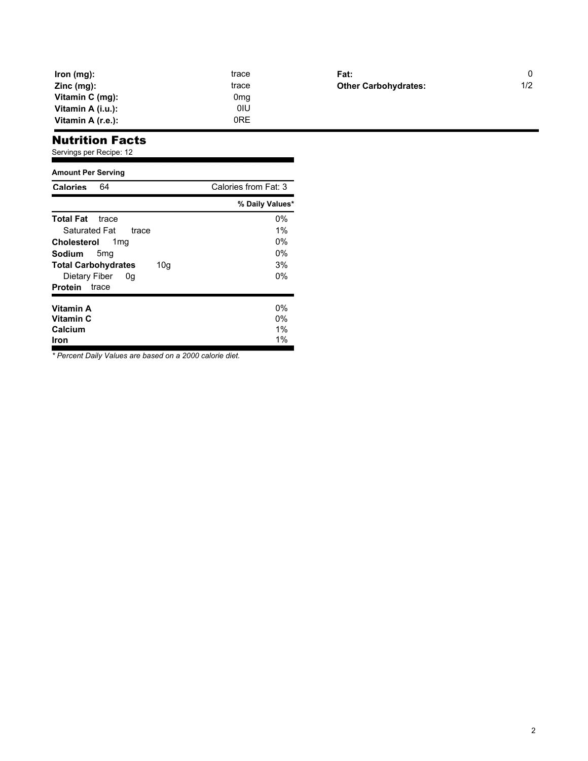| | | | |
|---|---|---|---|
| **Iron (mg):** | trace | **Fat:** | 0 |
| **Zinc (mg):** | trace | **Other Carbohydrates:** | 1/2 |
| **Vitamin C (mg):** | 0mg | | |
| **Vitamin A (i.u.):** | 0IU | | |
| **Vitamin A (r.e.):** | 0RE | | |

## Nutrition Facts

Servings per Recipe: 12

**Amount Per Serving**

| **Calories** 64 | Calories from Fat: 3 |
|---|---|
| | **% Daily Values*** |
| **Total Fat** trace | 0% |
| Saturated Fat trace | 1% |
| **Cholesterol** 1mg | 0% |
| **Sodium** 5mg | 0% |
| **Total Carbohydrates** 10g | 3% |
| Dietary Fiber 0g | 0% |
| **Protein** trace | |
| **Vitamin A** | 0% |
| **Vitamin C** | 0% |
| **Calcium** | 1% |
| **Iron** | 1% |

*\* Percent Daily Values are based on a 2000 calorie diet.*